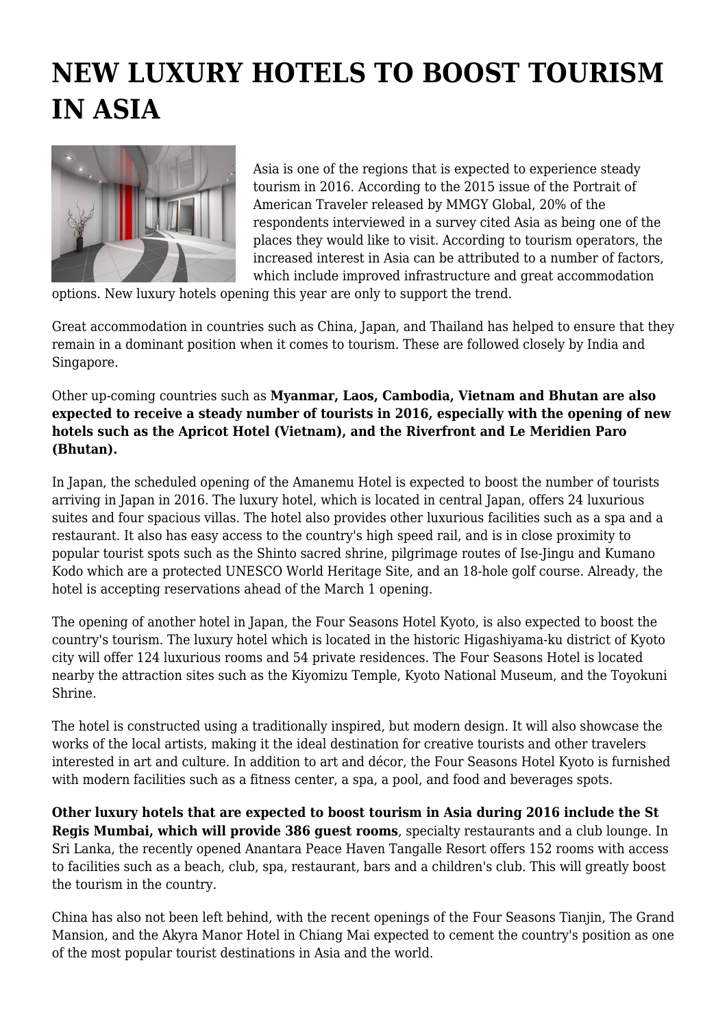# NEW LUXURY HOTELS TO BOOST TOURISM IN ASIA

Asia is one of the regions that is expected to experience steady tourism in 2016. According to the 2015 issue of the Portrait of American Traveler released by MMGY Global, 20% of the respondents interviewed in a survey cited Asia as being one of the places they would like to visit. According to tourism operators, the increased interest in Asia can be attributed to a number of factors, which include improved infrastructure and great accommodation options. New luxury hotels opening this year are only to support the trend.

Great accommodation in countries such as China, Japan, and Thailand has helped to ensure that they remain in a dominant position when it comes to tourism. These are followed closely by India and Singapore.

Other up-coming countries such as **Myanmar, Laos, Cambodia, Vietnam and Bhutan are also expected to receive a steady number of tourists in 2016, especially with the opening of new hotels such as the Apricot Hotel (Vietnam), and the Riverfront and Le Meridien Paro (Bhutan).**

In Japan, the scheduled opening of the Amanemu Hotel is expected to boost the number of tourists arriving in Japan in 2016. The luxury hotel, which is located in central Japan, offers 24 luxurious suites and four spacious villas. The hotel also provides other luxurious facilities such as a spa and a restaurant. It also has easy access to the country's high speed rail, and is in close proximity to popular tourist spots such as the Shinto sacred shrine, pilgrimage routes of Ise-Jingu and Kumano Kodo which are a protected UNESCO World Heritage Site, and an 18-hole golf course. Already, the hotel is accepting reservations ahead of the March 1 opening.

The opening of another hotel in Japan, the Four Seasons Hotel Kyoto, is also expected to boost the country's tourism. The luxury hotel which is located in the historic Higashiyama-ku district of Kyoto city will offer 124 luxurious rooms and 54 private residences. The Four Seasons Hotel is located nearby the attraction sites such as the Kiyomizu Temple, Kyoto National Museum, and the Toyokuni Shrine.

The hotel is constructed using a traditionally inspired, but modern design. It will also showcase the works of the local artists, making it the ideal destination for creative tourists and other travelers interested in art and culture. In addition to art and décor, the Four Seasons Hotel Kyoto is furnished with modern facilities such as a fitness center, a spa, a pool, and food and beverages spots.

**Other luxury hotels that are expected to boost tourism in Asia during 2016 include the St Regis Mumbai, which will provide 386 guest rooms**, specialty restaurants and a club lounge. In Sri Lanka, the recently opened Anantara Peace Haven Tangalle Resort offers 152 rooms with access to facilities such as a beach, club, spa, restaurant, bars and a children's club. This will greatly boost the tourism in the country.

China has also not been left behind, with the recent openings of the Four Seasons Tianjin, The Grand Mansion, and the Akyra Manor Hotel in Chiang Mai expected to cement the country's position as one of the most popular tourist destinations in Asia and the world.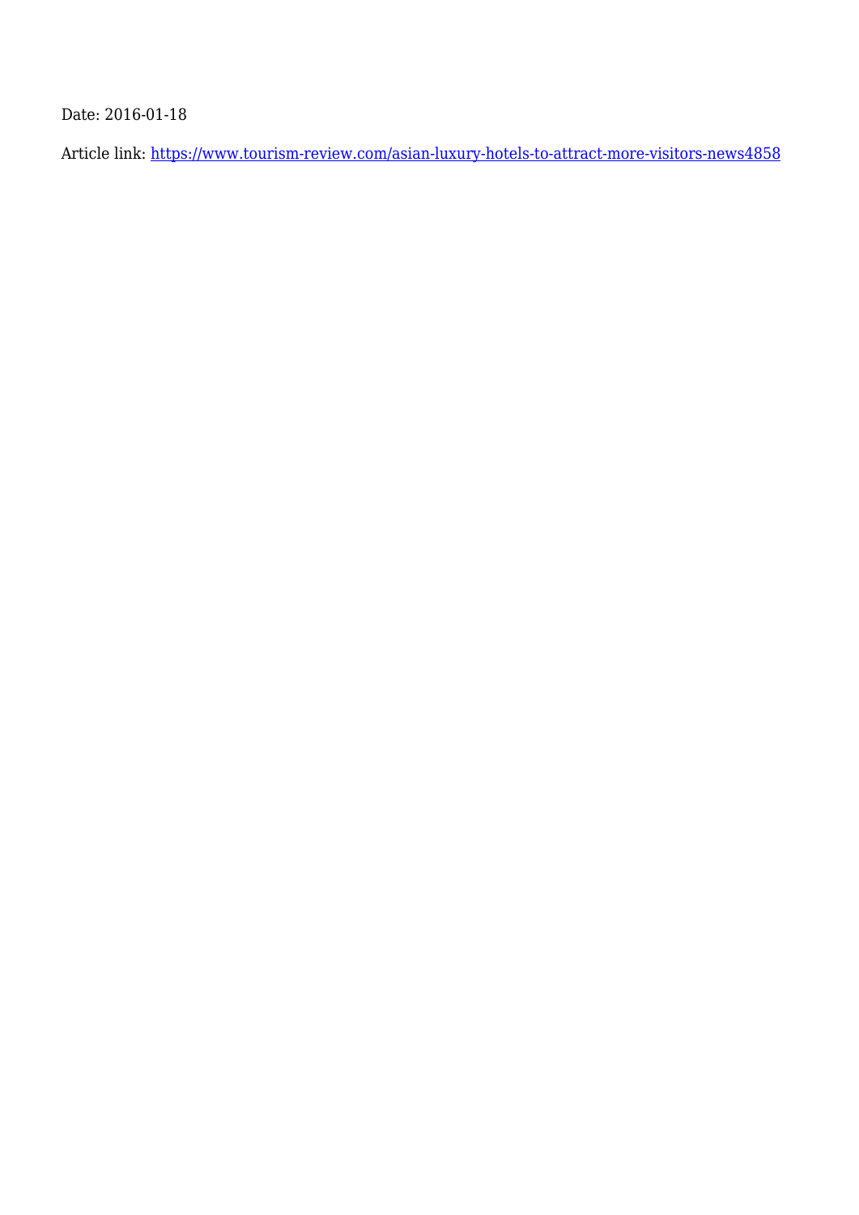Date: 2016-01-18

Article link: [https://www.tourism-review.com/asian-luxury-hotels-to-attract-more-visitors-news4858](https://www.tourism-review.com/asian-luxury-hotels-to-attract-more-visitors-news4858)